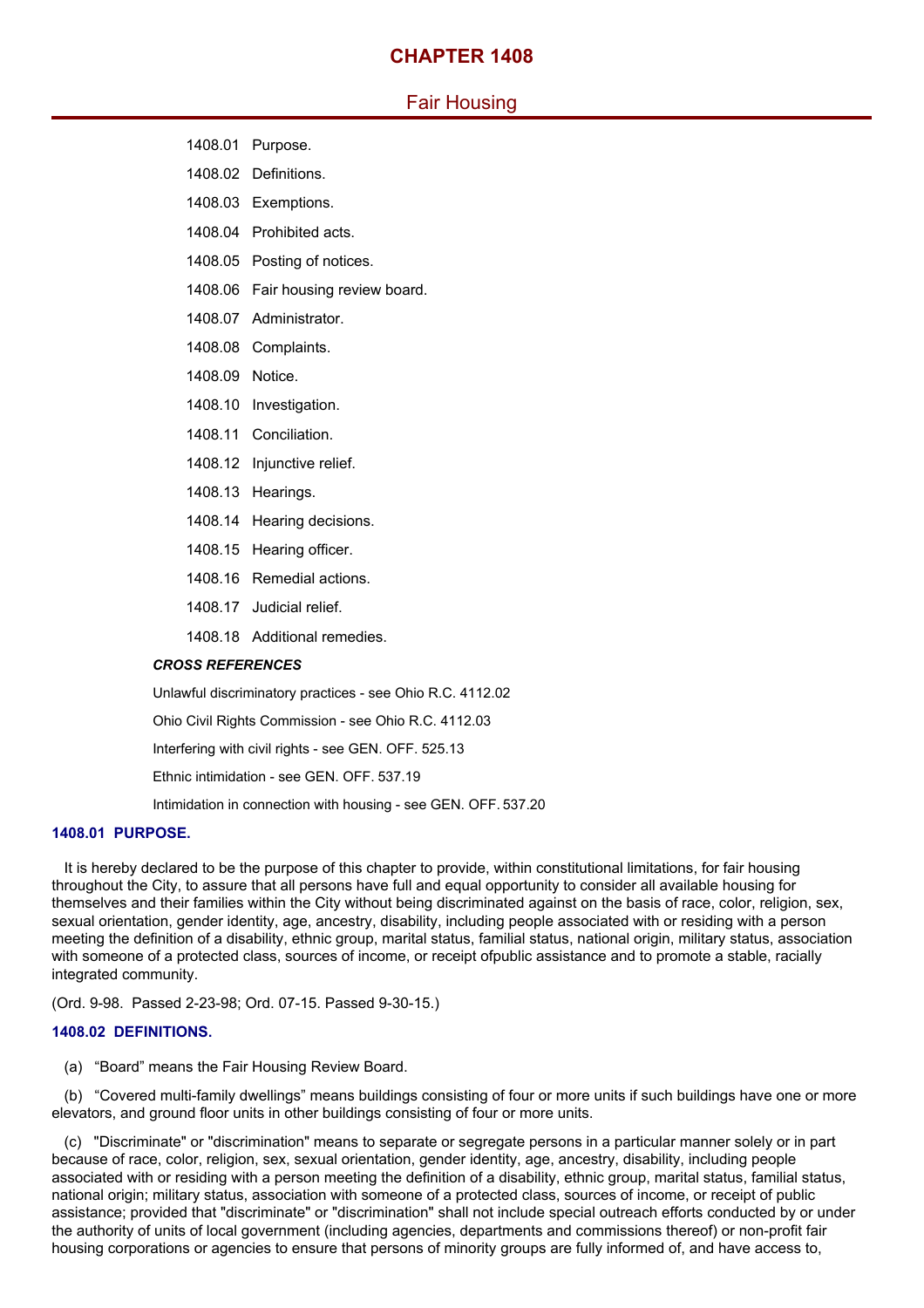# CHAPTER 1408

## Fair Housing

1408.01 Purpose.

1408.02 Definitions.

1408.03 Exemptions.

1408.04 Prohibited acts.

1408.05 Posting of notices.

1408.06 Fair housing review board.

1408.07 Administrator.

1408.08 Complaints.

1408.09 Notice.

1408.10 Investigation.

1408.11 Conciliation.

1408.12 Injunctive relief.

1408.13 Hearings.

1408.14 Hearing decisions.

1408.15 Hearing officer.

1408.16 Remedial actions.

1408.17 Judicial relief.

1408.18 Additional remedies.

***CROSS REFERENCES***

Unlawful discriminatory practices - see Ohio R.C. 4112.02

Ohio Civil Rights Commission - see Ohio R.C. 4112.03

Interfering with civil rights - see GEN. OFF. 525.13

Ethnic intimidation - see GEN. OFF. 537.19

Intimidation in connection with housing - see GEN. OFF. 537.20

### 1408.01 PURPOSE.

It is hereby declared to be the purpose of this chapter to provide, within constitutional limitations, for fair housing throughout the City, to assure that all persons have full and equal opportunity to consider all available housing for themselves and their families within the City without being discriminated against on the basis of race, color, religion, sex, sexual orientation, gender identity, age, ancestry, disability, including people associated with or residing with a person meeting the definition of a disability, ethnic group, marital status, familial status, national origin, military status, association with someone of a protected class, sources of income, or receipt ofpublic assistance and to promote a stable, racially integrated community.

(Ord. 9-98. Passed 2-23-98; Ord. 07-15. Passed 9-30-15.)

### 1408.02 DEFINITIONS.

(a) "Board" means the Fair Housing Review Board.

(b) "Covered multi-family dwellings" means buildings consisting of four or more units if such buildings have one or more elevators, and ground floor units in other buildings consisting of four or more units.

(c) "Discriminate" or "discrimination" means to separate or segregate persons in a particular manner solely or in part because of race, color, religion, sex, sexual orientation, gender identity, age, ancestry, disability, including people associated with or residing with a person meeting the definition of a disability, ethnic group, marital status, familial status, national origin; military status, association with someone of a protected class, sources of income, or receipt of public assistance; provided that "discriminate" or "discrimination" shall not include special outreach efforts conducted by or under the authority of units of local government (including agencies, departments and commissions thereof) or non-profit fair housing corporations or agencies to ensure that persons of minority groups are fully informed of, and have access to,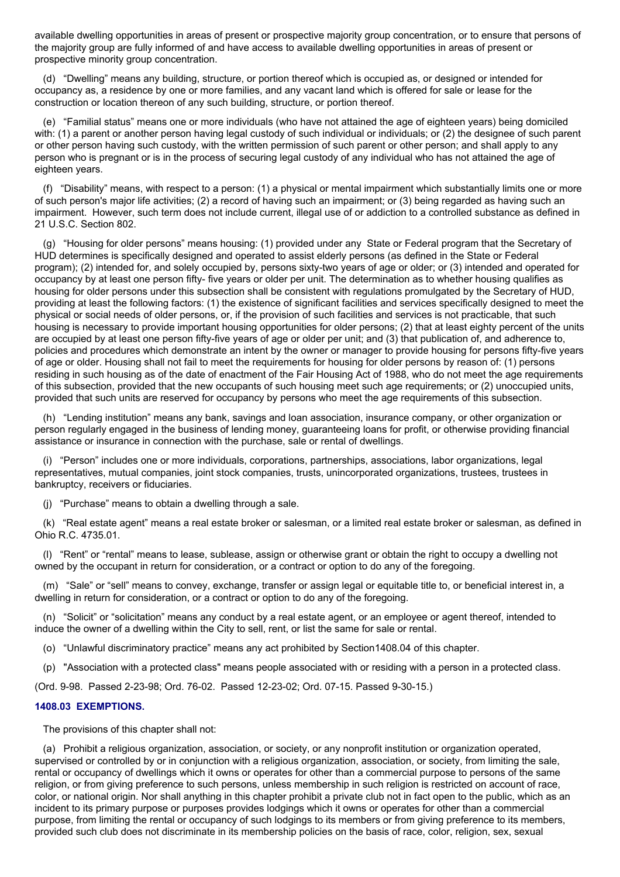available dwelling opportunities in areas of present or prospective majority group concentration, or to ensure that persons of the majority group are fully informed of and have access to available dwelling opportunities in areas of present or prospective minority group concentration.

(d) "Dwelling" means any building, structure, or portion thereof which is occupied as, or designed or intended for occupancy as, a residence by one or more families, and any vacant land which is offered for sale or lease for the construction or location thereon of any such building, structure, or portion thereof.

(e) "Familial status" means one or more individuals (who have not attained the age of eighteen years) being domiciled with: (1) a parent or another person having legal custody of such individual or individuals; or (2) the designee of such parent or other person having such custody, with the written permission of such parent or other person; and shall apply to any person who is pregnant or is in the process of securing legal custody of any individual who has not attained the age of eighteen years.

(f) "Disability" means, with respect to a person: (1) a physical or mental impairment which substantially limits one or more of such person's major life activities; (2) a record of having such an impairment; or (3) being regarded as having such an impairment. However, such term does not include current, illegal use of or addiction to a controlled substance as defined in 21 U.S.C. Section 802.

(g) "Housing for older persons" means housing: (1) provided under any State or Federal program that the Secretary of HUD determines is specifically designed and operated to assist elderly persons (as defined in the State or Federal program); (2) intended for, and solely occupied by, persons sixty-two years of age or older; or (3) intended and operated for occupancy by at least one person fifty- five years or older per unit. The determination as to whether housing qualifies as housing for older persons under this subsection shall be consistent with regulations promulgated by the Secretary of HUD, providing at least the following factors: (1) the existence of significant facilities and services specifically designed to meet the physical or social needs of older persons, or, if the provision of such facilities and services is not practicable, that such housing is necessary to provide important housing opportunities for older persons; (2) that at least eighty percent of the units are occupied by at least one person fifty-five years of age or older per unit; and (3) that publication of, and adherence to, policies and procedures which demonstrate an intent by the owner or manager to provide housing for persons fifty-five years of age or older. Housing shall not fail to meet the requirements for housing for older persons by reason of: (1) persons residing in such housing as of the date of enactment of the Fair Housing Act of 1988, who do not meet the age requirements of this subsection, provided that the new occupants of such housing meet such age requirements; or (2) unoccupied units, provided that such units are reserved for occupancy by persons who meet the age requirements of this subsection.

(h) "Lending institution" means any bank, savings and loan association, insurance company, or other organization or person regularly engaged in the business of lending money, guaranteeing loans for profit, or otherwise providing financial assistance or insurance in connection with the purchase, sale or rental of dwellings.

(i) "Person" includes one or more individuals, corporations, partnerships, associations, labor organizations, legal representatives, mutual companies, joint stock companies, trusts, unincorporated organizations, trustees, trustees in bankruptcy, receivers or fiduciaries.

(j) "Purchase" means to obtain a dwelling through a sale.

(k) "Real estate agent" means a real estate broker or salesman, or a limited real estate broker or salesman, as defined in Ohio R.C. 4735.01.

(l) "Rent" or "rental" means to lease, sublease, assign or otherwise grant or obtain the right to occupy a dwelling not owned by the occupant in return for consideration, or a contract or option to do any of the foregoing.

(m) "Sale" or "sell" means to convey, exchange, transfer or assign legal or equitable title to, or beneficial interest in, a dwelling in return for consideration, or a contract or option to do any of the foregoing.

(n) "Solicit" or "solicitation" means any conduct by a real estate agent, or an employee or agent thereof, intended to induce the owner of a dwelling within the City to sell, rent, or list the same for sale or rental.

(o) "Unlawful discriminatory practice" means any act prohibited by Section1408.04 of this chapter.

(p) "Association with a protected class" means people associated with or residing with a person in a protected class.

(Ord. 9-98. Passed 2-23-98; Ord. 76-02. Passed 12-23-02; Ord. 07-15. Passed 9-30-15.)

### 1408.03 EXEMPTIONS.

The provisions of this chapter shall not:

(a) Prohibit a religious organization, association, or society, or any nonprofit institution or organization operated, supervised or controlled by or in conjunction with a religious organization, association, or society, from limiting the sale, rental or occupancy of dwellings which it owns or operates for other than a commercial purpose to persons of the same religion, or from giving preference to such persons, unless membership in such religion is restricted on account of race, color, or national origin. Nor shall anything in this chapter prohibit a private club not in fact open to the public, which as an incident to its primary purpose or purposes provides lodgings which it owns or operates for other than a commercial purpose, from limiting the rental or occupancy of such lodgings to its members or from giving preference to its members, provided such club does not discriminate in its membership policies on the basis of race, color, religion, sex, sexual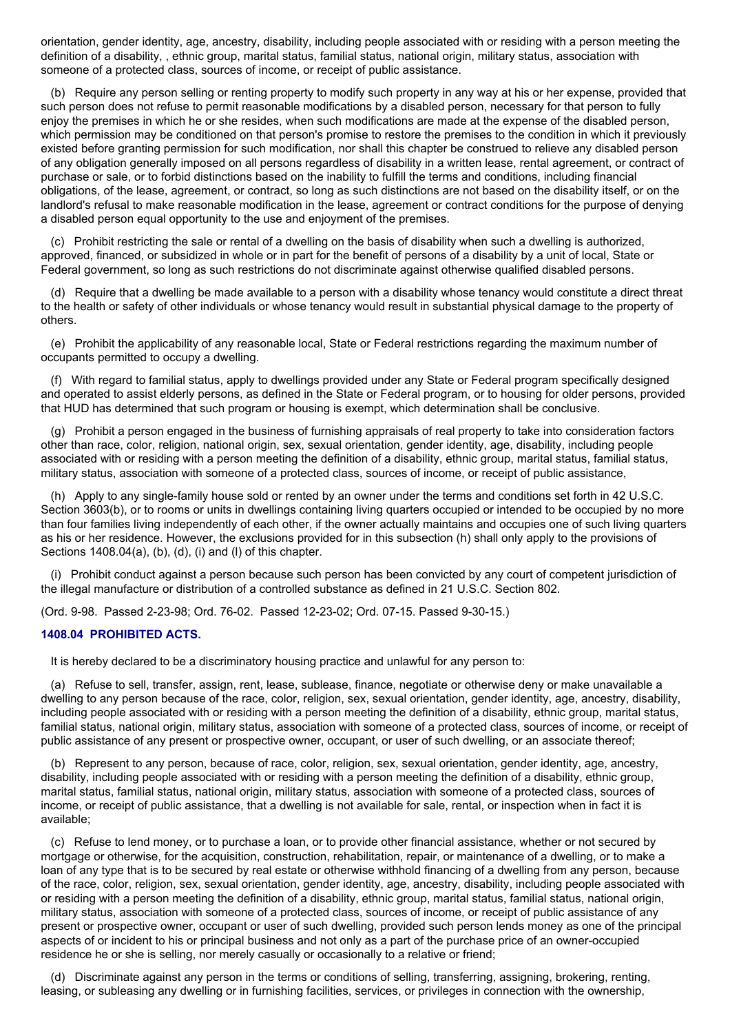orientation, gender identity, age, ancestry, disability, including people associated with or residing with a person meeting the definition of a disability, , ethnic group, marital status, familial status, national origin, military status, association with someone of a protected class, sources of income, or receipt of public assistance.

(b) Require any person selling or renting property to modify such property in any way at his or her expense, provided that such person does not refuse to permit reasonable modifications by a disabled person, necessary for that person to fully enjoy the premises in which he or she resides, when such modifications are made at the expense of the disabled person, which permission may be conditioned on that person's promise to restore the premises to the condition in which it previously existed before granting permission for such modification, nor shall this chapter be construed to relieve any disabled person of any obligation generally imposed on all persons regardless of disability in a written lease, rental agreement, or contract of purchase or sale, or to forbid distinctions based on the inability to fulfill the terms and conditions, including financial obligations, of the lease, agreement, or contract, so long as such distinctions are not based on the disability itself, or on the landlord's refusal to make reasonable modification in the lease, agreement or contract conditions for the purpose of denying a disabled person equal opportunity to the use and enjoyment of the premises.

(c) Prohibit restricting the sale or rental of a dwelling on the basis of disability when such a dwelling is authorized, approved, financed, or subsidized in whole or in part for the benefit of persons of a disability by a unit of local, State or Federal government, so long as such restrictions do not discriminate against otherwise qualified disabled persons.

(d) Require that a dwelling be made available to a person with a disability whose tenancy would constitute a direct threat to the health or safety of other individuals or whose tenancy would result in substantial physical damage to the property of others.

(e) Prohibit the applicability of any reasonable local, State or Federal restrictions regarding the maximum number of occupants permitted to occupy a dwelling.

(f) With regard to familial status, apply to dwellings provided under any State or Federal program specifically designed and operated to assist elderly persons, as defined in the State or Federal program, or to housing for older persons, provided that HUD has determined that such program or housing is exempt, which determination shall be conclusive.

(g) Prohibit a person engaged in the business of furnishing appraisals of real property to take into consideration factors other than race, color, religion, national origin, sex, sexual orientation, gender identity, age, disability, including people associated with or residing with a person meeting the definition of a disability, ethnic group, marital status, familial status, military status, association with someone of a protected class, sources of income, or receipt of public assistance,

(h) Apply to any single-family house sold or rented by an owner under the terms and conditions set forth in 42 U.S.C. Section 3603(b), or to rooms or units in dwellings containing living quarters occupied or intended to be occupied by no more than four families living independently of each other, if the owner actually maintains and occupies one of such living quarters as his or her residence. However, the exclusions provided for in this subsection (h) shall only apply to the provisions of Sections 1408.04(a), (b), (d), (i) and (l) of this chapter.

(i) Prohibit conduct against a person because such person has been convicted by any court of competent jurisdiction of the illegal manufacture or distribution of a controlled substance as defined in 21 U.S.C. Section 802.

(Ord. 9-98. Passed 2-23-98; Ord. 76-02. Passed 12-23-02; Ord. 07-15. Passed 9-30-15.)

### 1408.04 PROHIBITED ACTS.

It is hereby declared to be a discriminatory housing practice and unlawful for any person to:

(a) Refuse to sell, transfer, assign, rent, lease, sublease, finance, negotiate or otherwise deny or make unavailable a dwelling to any person because of the race, color, religion, sex, sexual orientation, gender identity, age, ancestry, disability, including people associated with or residing with a person meeting the definition of a disability, ethnic group, marital status, familial status, national origin, military status, association with someone of a protected class, sources of income, or receipt of public assistance of any present or prospective owner, occupant, or user of such dwelling, or an associate thereof;

(b) Represent to any person, because of race, color, religion, sex, sexual orientation, gender identity, age, ancestry, disability, including people associated with or residing with a person meeting the definition of a disability, ethnic group, marital status, familial status, national origin, military status, association with someone of a protected class, sources of income, or receipt of public assistance, that a dwelling is not available for sale, rental, or inspection when in fact it is available;

(c) Refuse to lend money, or to purchase a loan, or to provide other financial assistance, whether or not secured by mortgage or otherwise, for the acquisition, construction, rehabilitation, repair, or maintenance of a dwelling, or to make a loan of any type that is to be secured by real estate or otherwise withhold financing of a dwelling from any person, because of the race, color, religion, sex, sexual orientation, gender identity, age, ancestry, disability, including people associated with or residing with a person meeting the definition of a disability, ethnic group, marital status, familial status, national origin, military status, association with someone of a protected class, sources of income, or receipt of public assistance of any present or prospective owner, occupant or user of such dwelling, provided such person lends money as one of the principal aspects of or incident to his or principal business and not only as a part of the purchase price of an owner-occupied residence he or she is selling, nor merely casually or occasionally to a relative or friend;

(d) Discriminate against any person in the terms or conditions of selling, transferring, assigning, brokering, renting, leasing, or subleasing any dwelling or in furnishing facilities, services, or privileges in connection with the ownership,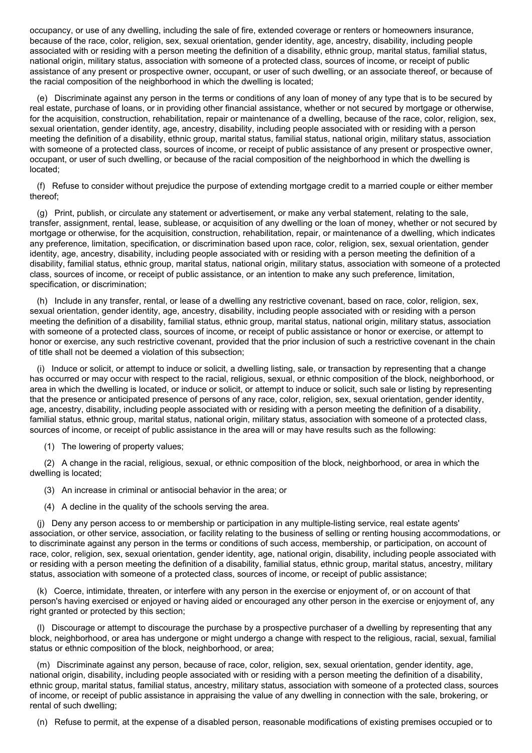occupancy, or use of any dwelling, including the sale of fire, extended coverage or renters or homeowners insurance, because of the race, color, religion, sex, sexual orientation, gender identity, age, ancestry, disability, including people associated with or residing with a person meeting the definition of a disability, ethnic group, marital status, familial status, national origin, military status, association with someone of a protected class, sources of income, or receipt of public assistance of any present or prospective owner, occupant, or user of such dwelling, or an associate thereof, or because of the racial composition of the neighborhood in which the dwelling is located;

(e) Discriminate against any person in the terms or conditions of any loan of money of any type that is to be secured by real estate, purchase of loans, or in providing other financial assistance, whether or not secured by mortgage or otherwise, for the acquisition, construction, rehabilitation, repair or maintenance of a dwelling, because of the race, color, religion, sex, sexual orientation, gender identity, age, ancestry, disability, including people associated with or residing with a person meeting the definition of a disability, ethnic group, marital status, familial status, national origin, military status, association with someone of a protected class, sources of income, or receipt of public assistance of any present or prospective owner, occupant, or user of such dwelling, or because of the racial composition of the neighborhood in which the dwelling is located;

(f) Refuse to consider without prejudice the purpose of extending mortgage credit to a married couple or either member thereof;

(g) Print, publish, or circulate any statement or advertisement, or make any verbal statement, relating to the sale, transfer, assignment, rental, lease, sublease, or acquisition of any dwelling or the loan of money, whether or not secured by mortgage or otherwise, for the acquisition, construction, rehabilitation, repair, or maintenance of a dwelling, which indicates any preference, limitation, specification, or discrimination based upon race, color, religion, sex, sexual orientation, gender identity, age, ancestry, disability, including people associated with or residing with a person meeting the definition of a disability, familial status, ethnic group, marital status, national origin, military status, association with someone of a protected class, sources of income, or receipt of public assistance, or an intention to make any such preference, limitation, specification, or discrimination;

(h) Include in any transfer, rental, or lease of a dwelling any restrictive covenant, based on race, color, religion, sex, sexual orientation, gender identity, age, ancestry, disability, including people associated with or residing with a person meeting the definition of a disability, familial status, ethnic group, marital status, national origin, military status, association with someone of a protected class, sources of income, or receipt of public assistance or honor or exercise, or attempt to honor or exercise, any such restrictive covenant, provided that the prior inclusion of such a restrictive covenant in the chain of title shall not be deemed a violation of this subsection;

(i) Induce or solicit, or attempt to induce or solicit, a dwelling listing, sale, or transaction by representing that a change has occurred or may occur with respect to the racial, religious, sexual, or ethnic composition of the block, neighborhood, or area in which the dwelling is located, or induce or solicit, or attempt to induce or solicit, such sale or listing by representing that the presence or anticipated presence of persons of any race, color, religion, sex, sexual orientation, gender identity, age, ancestry, disability, including people associated with or residing with a person meeting the definition of a disability, familial status, ethnic group, marital status, national origin, military status, association with someone of a protected class, sources of income, or receipt of public assistance in the area will or may have results such as the following:

(1) The lowering of property values;

(2) A change in the racial, religious, sexual, or ethnic composition of the block, neighborhood, or area in which the dwelling is located;

(3) An increase in criminal or antisocial behavior in the area; or

(4) A decline in the quality of the schools serving the area.

(j) Deny any person access to or membership or participation in any multiple-listing service, real estate agents' association, or other service, association, or facility relating to the business of selling or renting housing accommodations, or to discriminate against any person in the terms or conditions of such access, membership, or participation, on account of race, color, religion, sex, sexual orientation, gender identity, age, national origin, disability, including people associated with or residing with a person meeting the definition of a disability, familial status, ethnic group, marital status, ancestry, military status, association with someone of a protected class, sources of income, or receipt of public assistance;

(k) Coerce, intimidate, threaten, or interfere with any person in the exercise or enjoyment of, or on account of that person's having exercised or enjoyed or having aided or encouraged any other person in the exercise or enjoyment of, any right granted or protected by this section;

(l) Discourage or attempt to discourage the purchase by a prospective purchaser of a dwelling by representing that any block, neighborhood, or area has undergone or might undergo a change with respect to the religious, racial, sexual, familial status or ethnic composition of the block, neighborhood, or area;

(m) Discriminate against any person, because of race, color, religion, sex, sexual orientation, gender identity, age, national origin, disability, including people associated with or residing with a person meeting the definition of a disability, ethnic group, marital status, familial status, ancestry, military status, association with someone of a protected class, sources of income, or receipt of public assistance in appraising the value of any dwelling in connection with the sale, brokering, or rental of such dwelling;

(n) Refuse to permit, at the expense of a disabled person, reasonable modifications of existing premises occupied or to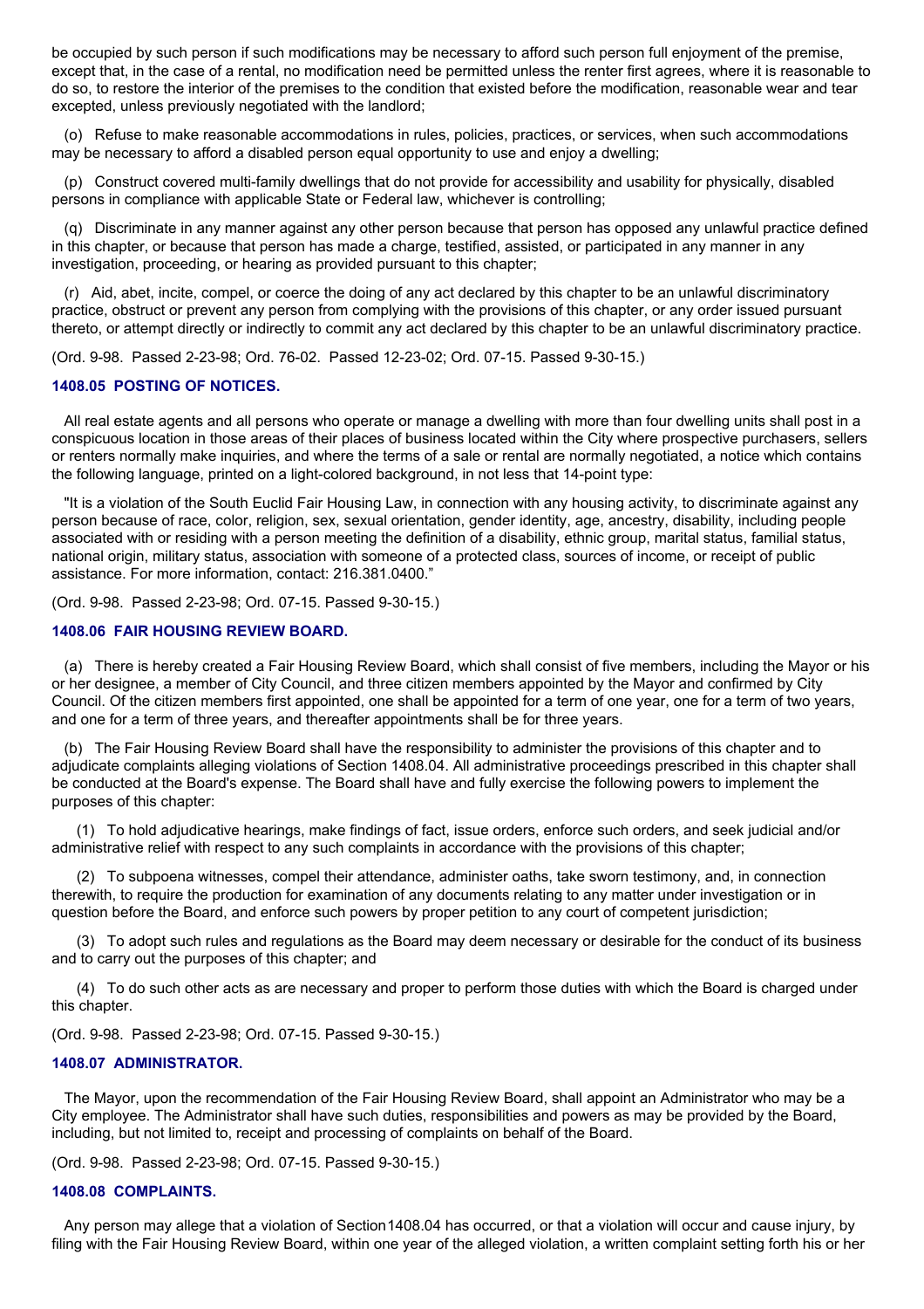be occupied by such person if such modifications may be necessary to afford such person full enjoyment of the premise, except that, in the case of a rental, no modification need be permitted unless the renter first agrees, where it is reasonable to do so, to restore the interior of the premises to the condition that existed before the modification, reasonable wear and tear excepted, unless previously negotiated with the landlord;

(o) Refuse to make reasonable accommodations in rules, policies, practices, or services, when such accommodations may be necessary to afford a disabled person equal opportunity to use and enjoy a dwelling;

(p) Construct covered multi-family dwellings that do not provide for accessibility and usability for physically, disabled persons in compliance with applicable State or Federal law, whichever is controlling;

(q) Discriminate in any manner against any other person because that person has opposed any unlawful practice defined in this chapter, or because that person has made a charge, testified, assisted, or participated in any manner in any investigation, proceeding, or hearing as provided pursuant to this chapter;

(r) Aid, abet, incite, compel, or coerce the doing of any act declared by this chapter to be an unlawful discriminatory practice, obstruct or prevent any person from complying with the provisions of this chapter, or any order issued pursuant thereto, or attempt directly or indirectly to commit any act declared by this chapter to be an unlawful discriminatory practice.

(Ord. 9-98. Passed 2-23-98; Ord. 76-02. Passed 12-23-02; Ord. 07-15. Passed 9-30-15.)

### 1408.05 POSTING OF NOTICES.

All real estate agents and all persons who operate or manage a dwelling with more than four dwelling units shall post in a conspicuous location in those areas of their places of business located within the City where prospective purchasers, sellers or renters normally make inquiries, and where the terms of a sale or rental are normally negotiated, a notice which contains the following language, printed on a light-colored background, in not less that 14-point type:

"It is a violation of the South Euclid Fair Housing Law, in connection with any housing activity, to discriminate against any person because of race, color, religion, sex, sexual orientation, gender identity, age, ancestry, disability, including people associated with or residing with a person meeting the definition of a disability, ethnic group, marital status, familial status, national origin, military status, association with someone of a protected class, sources of income, or receipt of public assistance. For more information, contact: 216.381.0400."

(Ord. 9-98. Passed 2-23-98; Ord. 07-15. Passed 9-30-15.)

### 1408.06 FAIR HOUSING REVIEW BOARD.

(a) There is hereby created a Fair Housing Review Board, which shall consist of five members, including the Mayor or his or her designee, a member of City Council, and three citizen members appointed by the Mayor and confirmed by City Council. Of the citizen members first appointed, one shall be appointed for a term of one year, one for a term of two years, and one for a term of three years, and thereafter appointments shall be for three years.

(b) The Fair Housing Review Board shall have the responsibility to administer the provisions of this chapter and to adjudicate complaints alleging violations of Section 1408.04. All administrative proceedings prescribed in this chapter shall be conducted at the Board's expense. The Board shall have and fully exercise the following powers to implement the purposes of this chapter:

(1) To hold adjudicative hearings, make findings of fact, issue orders, enforce such orders, and seek judicial and/or administrative relief with respect to any such complaints in accordance with the provisions of this chapter;

(2) To subpoena witnesses, compel their attendance, administer oaths, take sworn testimony, and, in connection therewith, to require the production for examination of any documents relating to any matter under investigation or in question before the Board, and enforce such powers by proper petition to any court of competent jurisdiction;

(3) To adopt such rules and regulations as the Board may deem necessary or desirable for the conduct of its business and to carry out the purposes of this chapter; and

(4) To do such other acts as are necessary and proper to perform those duties with which the Board is charged under this chapter.

(Ord. 9-98. Passed 2-23-98; Ord. 07-15. Passed 9-30-15.)

### 1408.07 ADMINISTRATOR.

The Mayor, upon the recommendation of the Fair Housing Review Board, shall appoint an Administrator who may be a City employee. The Administrator shall have such duties, responsibilities and powers as may be provided by the Board, including, but not limited to, receipt and processing of complaints on behalf of the Board.

(Ord. 9-98. Passed 2-23-98; Ord. 07-15. Passed 9-30-15.)

### 1408.08 COMPLAINTS.

Any person may allege that a violation of Section1408.04 has occurred, or that a violation will occur and cause injury, by filing with the Fair Housing Review Board, within one year of the alleged violation, a written complaint setting forth his or her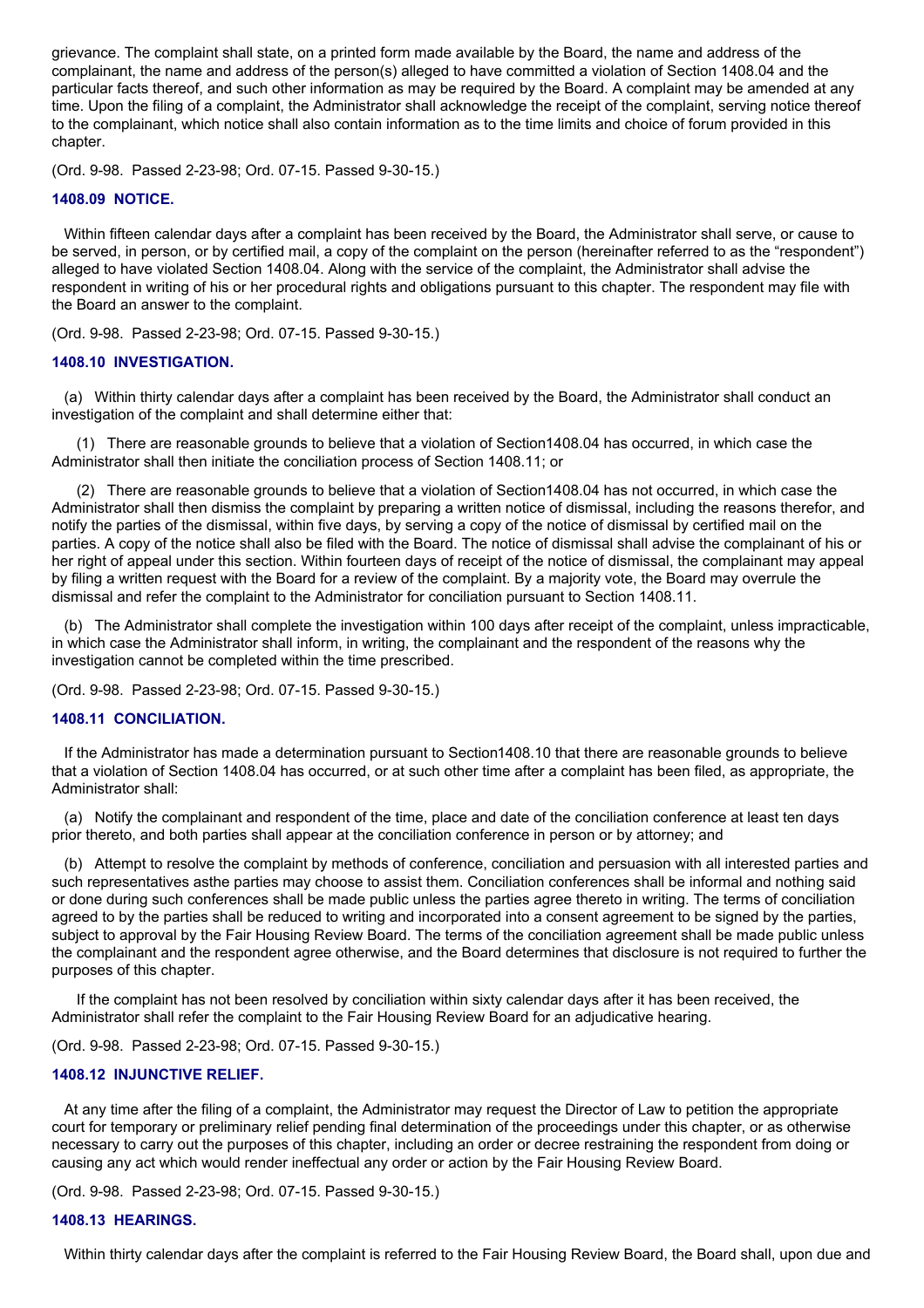grievance. The complaint shall state, on a printed form made available by the Board, the name and address of the complainant, the name and address of the person(s) alleged to have committed a violation of Section 1408.04 and the particular facts thereof, and such other information as may be required by the Board. A complaint may be amended at any time. Upon the filing of a complaint, the Administrator shall acknowledge the receipt of the complaint, serving notice thereof to the complainant, which notice shall also contain information as to the time limits and choice of forum provided in this chapter.

(Ord. 9-98. Passed 2-23-98; Ord. 07-15. Passed 9-30-15.)

### 1408.09 NOTICE.

Within fifteen calendar days after a complaint has been received by the Board, the Administrator shall serve, or cause to be served, in person, or by certified mail, a copy of the complaint on the person (hereinafter referred to as the "respondent") alleged to have violated Section 1408.04. Along with the service of the complaint, the Administrator shall advise the respondent in writing of his or her procedural rights and obligations pursuant to this chapter. The respondent may file with the Board an answer to the complaint.

(Ord. 9-98. Passed 2-23-98; Ord. 07-15. Passed 9-30-15.)

### 1408.10 INVESTIGATION.

(a) Within thirty calendar days after a complaint has been received by the Board, the Administrator shall conduct an investigation of the complaint and shall determine either that:

(1) There are reasonable grounds to believe that a violation of Section1408.04 has occurred, in which case the Administrator shall then initiate the conciliation process of Section 1408.11; or

(2) There are reasonable grounds to believe that a violation of Section1408.04 has not occurred, in which case the Administrator shall then dismiss the complaint by preparing a written notice of dismissal, including the reasons therefor, and notify the parties of the dismissal, within five days, by serving a copy of the notice of dismissal by certified mail on the parties. A copy of the notice shall also be filed with the Board. The notice of dismissal shall advise the complainant of his or her right of appeal under this section. Within fourteen days of receipt of the notice of dismissal, the complainant may appeal by filing a written request with the Board for a review of the complaint. By a majority vote, the Board may overrule the dismissal and refer the complaint to the Administrator for conciliation pursuant to Section 1408.11.

(b) The Administrator shall complete the investigation within 100 days after receipt of the complaint, unless impracticable, in which case the Administrator shall inform, in writing, the complainant and the respondent of the reasons why the investigation cannot be completed within the time prescribed.

(Ord. 9-98. Passed 2-23-98; Ord. 07-15. Passed 9-30-15.)

### 1408.11 CONCILIATION.

If the Administrator has made a determination pursuant to Section1408.10 that there are reasonable grounds to believe that a violation of Section 1408.04 has occurred, or at such other time after a complaint has been filed, as appropriate, the Administrator shall:

(a) Notify the complainant and respondent of the time, place and date of the conciliation conference at least ten days prior thereto, and both parties shall appear at the conciliation conference in person or by attorney; and

(b) Attempt to resolve the complaint by methods of conference, conciliation and persuasion with all interested parties and such representatives asthe parties may choose to assist them. Conciliation conferences shall be informal and nothing said or done during such conferences shall be made public unless the parties agree thereto in writing. The terms of conciliation agreed to by the parties shall be reduced to writing and incorporated into a consent agreement to be signed by the parties, subject to approval by the Fair Housing Review Board. The terms of the conciliation agreement shall be made public unless the complainant and the respondent agree otherwise, and the Board determines that disclosure is not required to further the purposes of this chapter.

If the complaint has not been resolved by conciliation within sixty calendar days after it has been received, the Administrator shall refer the complaint to the Fair Housing Review Board for an adjudicative hearing.

(Ord. 9-98. Passed 2-23-98; Ord. 07-15. Passed 9-30-15.)

### 1408.12 INJUNCTIVE RELIEF.

At any time after the filing of a complaint, the Administrator may request the Director of Law to petition the appropriate court for temporary or preliminary relief pending final determination of the proceedings under this chapter, or as otherwise necessary to carry out the purposes of this chapter, including an order or decree restraining the respondent from doing or causing any act which would render ineffectual any order or action by the Fair Housing Review Board.

(Ord. 9-98. Passed 2-23-98; Ord. 07-15. Passed 9-30-15.)

### 1408.13 HEARINGS.

Within thirty calendar days after the complaint is referred to the Fair Housing Review Board, the Board shall, upon due and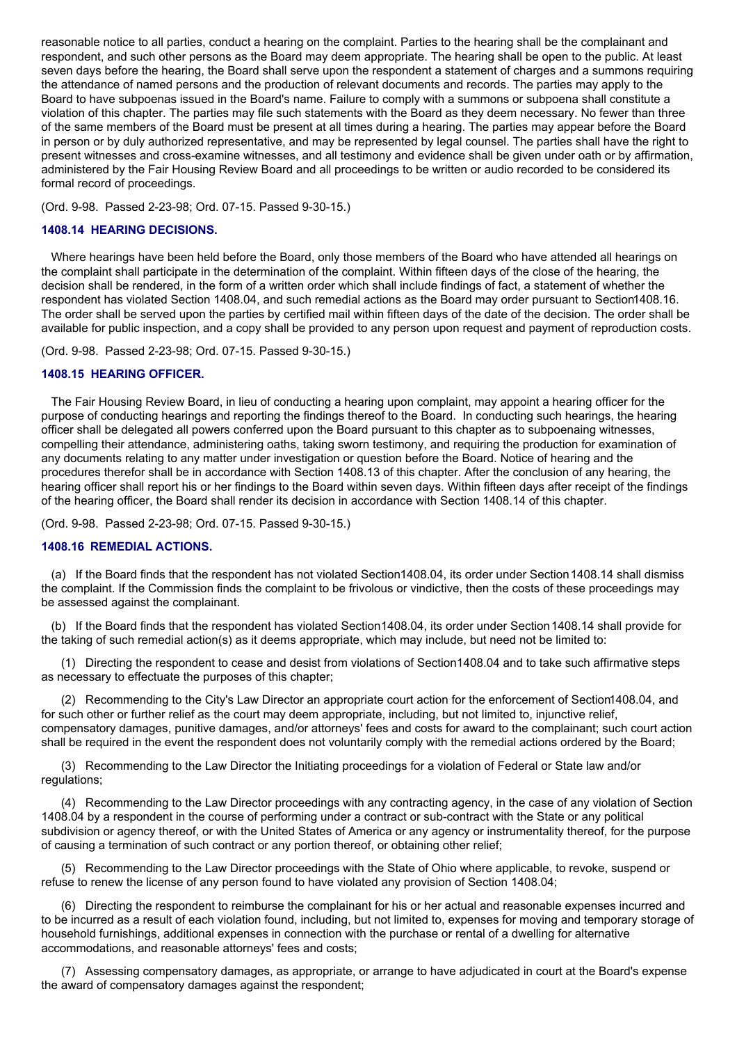reasonable notice to all parties, conduct a hearing on the complaint. Parties to the hearing shall be the complainant and respondent, and such other persons as the Board may deem appropriate. The hearing shall be open to the public. At least seven days before the hearing, the Board shall serve upon the respondent a statement of charges and a summons requiring the attendance of named persons and the production of relevant documents and records. The parties may apply to the Board to have subpoenas issued in the Board's name. Failure to comply with a summons or subpoena shall constitute a violation of this chapter. The parties may file such statements with the Board as they deem necessary. No fewer than three of the same members of the Board must be present at all times during a hearing. The parties may appear before the Board in person or by duly authorized representative, and may be represented by legal counsel. The parties shall have the right to present witnesses and cross-examine witnesses, and all testimony and evidence shall be given under oath or by affirmation, administered by the Fair Housing Review Board and all proceedings to be written or audio recorded to be considered its formal record of proceedings.

(Ord. 9-98. Passed 2-23-98; Ord. 07-15. Passed 9-30-15.)

### 1408.14 HEARING DECISIONS.

Where hearings have been held before the Board, only those members of the Board who have attended all hearings on the complaint shall participate in the determination of the complaint. Within fifteen days of the close of the hearing, the decision shall be rendered, in the form of a written order which shall include findings of fact, a statement of whether the respondent has violated Section 1408.04, and such remedial actions as the Board may order pursuant to Section1408.16. The order shall be served upon the parties by certified mail within fifteen days of the date of the decision. The order shall be available for public inspection, and a copy shall be provided to any person upon request and payment of reproduction costs.

(Ord. 9-98. Passed 2-23-98; Ord. 07-15. Passed 9-30-15.)

### 1408.15 HEARING OFFICER.

The Fair Housing Review Board, in lieu of conducting a hearing upon complaint, may appoint a hearing officer for the purpose of conducting hearings and reporting the findings thereof to the Board. In conducting such hearings, the hearing officer shall be delegated all powers conferred upon the Board pursuant to this chapter as to subpoenaing witnesses, compelling their attendance, administering oaths, taking sworn testimony, and requiring the production for examination of any documents relating to any matter under investigation or question before the Board. Notice of hearing and the procedures therefor shall be in accordance with Section 1408.13 of this chapter. After the conclusion of any hearing, the hearing officer shall report his or her findings to the Board within seven days. Within fifteen days after receipt of the findings of the hearing officer, the Board shall render its decision in accordance with Section 1408.14 of this chapter.

(Ord. 9-98. Passed 2-23-98; Ord. 07-15. Passed 9-30-15.)

### 1408.16 REMEDIAL ACTIONS.

(a) If the Board finds that the respondent has not violated Section1408.04, its order under Section 1408.14 shall dismiss the complaint. If the Commission finds the complaint to be frivolous or vindictive, then the costs of these proceedings may be assessed against the complainant.

(b) If the Board finds that the respondent has violated Section1408.04, its order under Section 1408.14 shall provide for the taking of such remedial action(s) as it deems appropriate, which may include, but need not be limited to:

(1) Directing the respondent to cease and desist from violations of Section1408.04 and to take such affirmative steps as necessary to effectuate the purposes of this chapter;

(2) Recommending to the City's Law Director an appropriate court action for the enforcement of Section1408.04, and for such other or further relief as the court may deem appropriate, including, but not limited to, injunctive relief, compensatory damages, punitive damages, and/or attorneys' fees and costs for award to the complainant; such court action shall be required in the event the respondent does not voluntarily comply with the remedial actions ordered by the Board;

(3) Recommending to the Law Director the Initiating proceedings for a violation of Federal or State law and/or regulations;

(4) Recommending to the Law Director proceedings with any contracting agency, in the case of any violation of Section 1408.04 by a respondent in the course of performing under a contract or sub-contract with the State or any political subdivision or agency thereof, or with the United States of America or any agency or instrumentality thereof, for the purpose of causing a termination of such contract or any portion thereof, or obtaining other relief;

(5) Recommending to the Law Director proceedings with the State of Ohio where applicable, to revoke, suspend or refuse to renew the license of any person found to have violated any provision of Section 1408.04;

(6) Directing the respondent to reimburse the complainant for his or her actual and reasonable expenses incurred and to be incurred as a result of each violation found, including, but not limited to, expenses for moving and temporary storage of household furnishings, additional expenses in connection with the purchase or rental of a dwelling for alternative accommodations, and reasonable attorneys' fees and costs;

(7) Assessing compensatory damages, as appropriate, or arrange to have adjudicated in court at the Board's expense the award of compensatory damages against the respondent;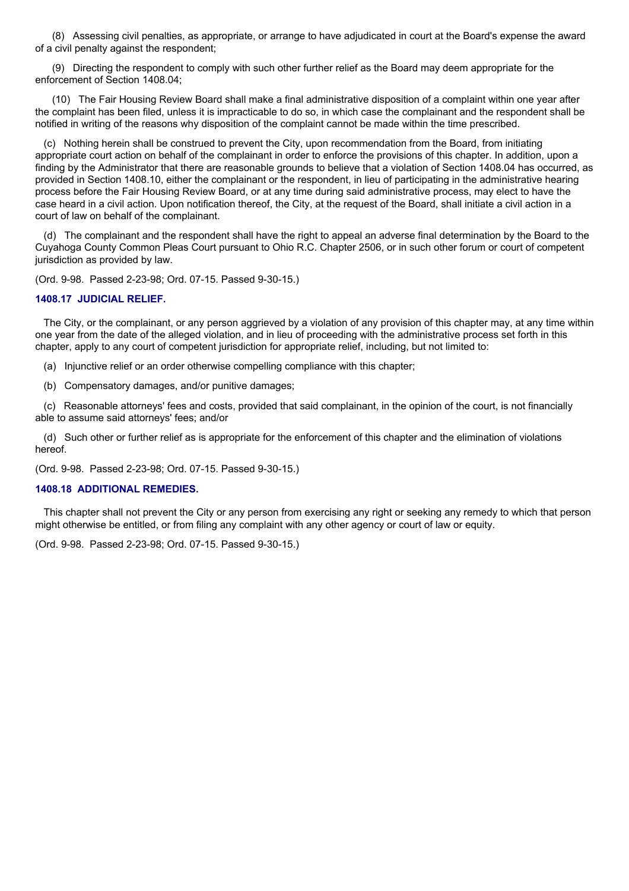(8) Assessing civil penalties, as appropriate, or arrange to have adjudicated in court at the Board's expense the award of a civil penalty against the respondent;

(9) Directing the respondent to comply with such other further relief as the Board may deem appropriate for the enforcement of Section 1408.04;

(10) The Fair Housing Review Board shall make a final administrative disposition of a complaint within one year after the complaint has been filed, unless it is impracticable to do so, in which case the complainant and the respondent shall be notified in writing of the reasons why disposition of the complaint cannot be made within the time prescribed.

(c) Nothing herein shall be construed to prevent the City, upon recommendation from the Board, from initiating appropriate court action on behalf of the complainant in order to enforce the provisions of this chapter. In addition, upon a finding by the Administrator that there are reasonable grounds to believe that a violation of Section 1408.04 has occurred, as provided in Section 1408.10, either the complainant or the respondent, in lieu of participating in the administrative hearing process before the Fair Housing Review Board, or at any time during said administrative process, may elect to have the case heard in a civil action. Upon notification thereof, the City, at the request of the Board, shall initiate a civil action in a court of law on behalf of the complainant.

(d) The complainant and the respondent shall have the right to appeal an adverse final determination by the Board to the Cuyahoga County Common Pleas Court pursuant to Ohio R.C. Chapter 2506, or in such other forum or court of competent jurisdiction as provided by law.

(Ord. 9-98. Passed 2-23-98; Ord. 07-15. Passed 9-30-15.)

### 1408.17 JUDICIAL RELIEF.

The City, or the complainant, or any person aggrieved by a violation of any provision of this chapter may, at any time within one year from the date of the alleged violation, and in lieu of proceeding with the administrative process set forth in this chapter, apply to any court of competent jurisdiction for appropriate relief, including, but not limited to:

(a) Injunctive relief or an order otherwise compelling compliance with this chapter;

(b) Compensatory damages, and/or punitive damages;

(c) Reasonable attorneys' fees and costs, provided that said complainant, in the opinion of the court, is not financially able to assume said attorneys' fees; and/or

(d) Such other or further relief as is appropriate for the enforcement of this chapter and the elimination of violations hereof.

(Ord. 9-98. Passed 2-23-98; Ord. 07-15. Passed 9-30-15.)

### 1408.18 ADDITIONAL REMEDIES.

This chapter shall not prevent the City or any person from exercising any right or seeking any remedy to which that person might otherwise be entitled, or from filing any complaint with any other agency or court of law or equity.

(Ord. 9-98. Passed 2-23-98; Ord. 07-15. Passed 9-30-15.)